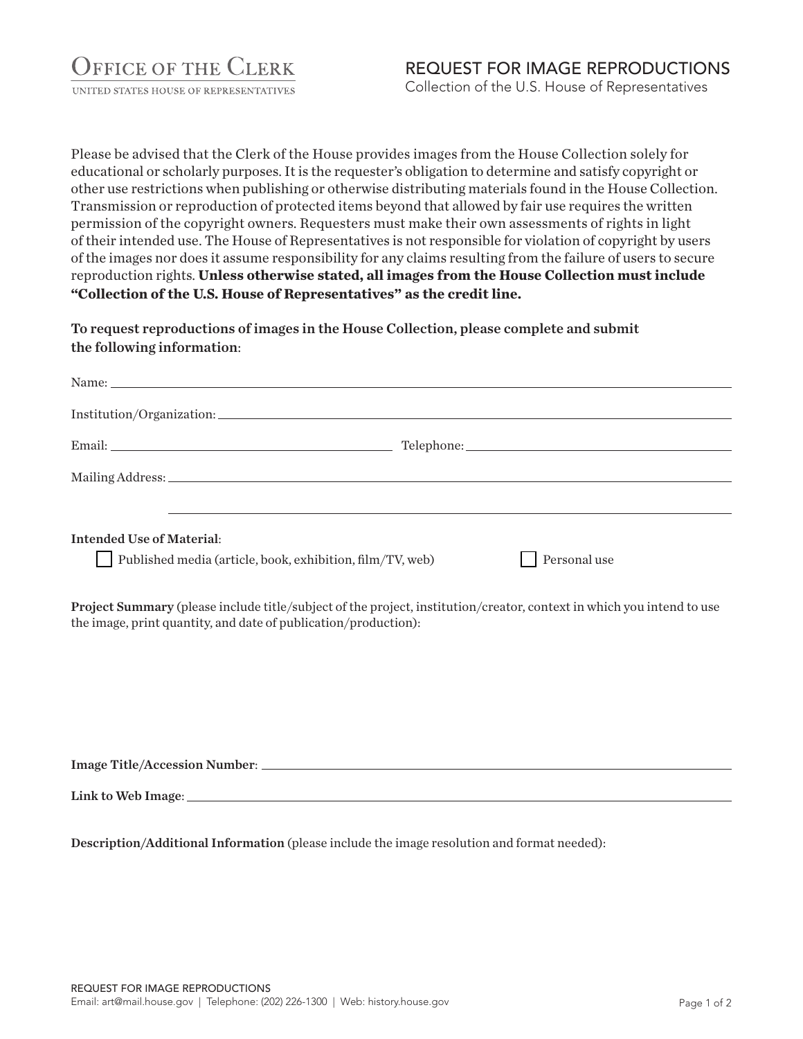# Office of the Clerk

United States House of Representatives

## REQUEST FOR IMAGE REPRODUCTIONS

Collection of the U.S. House of Representatives

Please be advised that the Clerk of the House provides images from the House Collection solely for educational or scholarly purposes. It is the requester's obligation to determine and satisfy copyright or other use restrictions when publishing or otherwise distributing materials found in the House Collection. Transmission or reproduction of protected items beyond that allowed by fair use requires the written permission of the copyright owners. Requesters must make their own assessments of rights in light of their intended use. The House of Representatives is not responsible for violation of copyright by users of the images nor does it assume responsibility for any claims resulting from the failure of users to secure reproduction rights. **Unless otherwise stated, all images from the House Collection must include "Collection of the U.S. House of Representatives" as the credit line.**

**To request reproductions of images in the House Collection, please complete and submit the following information:**

Name: ______________________________

Institution/Organization: ______________________________

Email: ______________________________ Telephone: ______________________________

Mailing Address: ______________________________

______________________________

**Intended Use of Material:**

☐ Published media (article, book, exhibition, film/TV, web) ☐ Personal use

**Project Summary** (please include title/subject of the project, institution/creator, context in which you intend to use the image, print quantity, and date of publication/production):

**Image Title/Accession Number:** ______________________________

**Link to Web Image:** ______________________________

**Description/Additional Information** (please include the image resolution and format needed):

REQUEST FOR IMAGE REPRODUCTIONS
Email: art@mail.house.gov | Telephone: (202) 226-1300 | Web: history.house.gov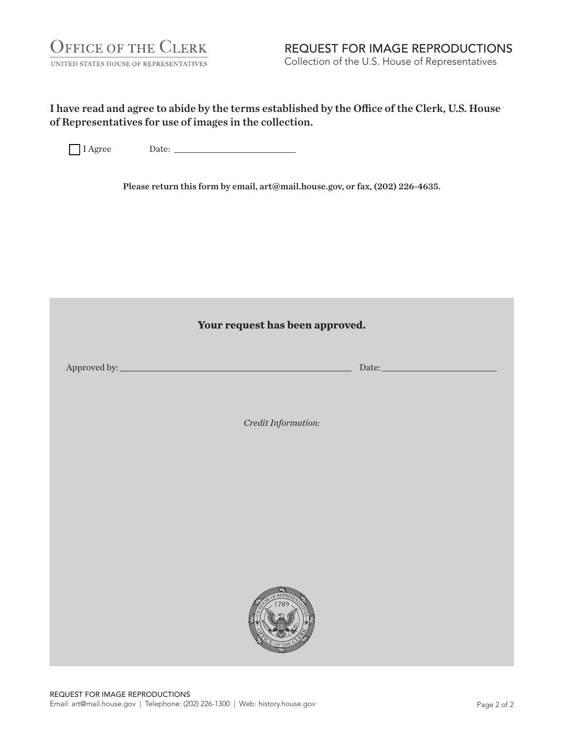**I have read and agree to abide by the terms established by the Office of the Clerk, U.S. House of Representatives for use of images in the collection.**

☐ I Agree Date: ____________________

**Please return this form by email, art@mail.house.gov, or fax, (202) 226-4635.**

**Your request has been approved.**

Approved by: ______________________________________ Date: ____________________

*Credit Information:*